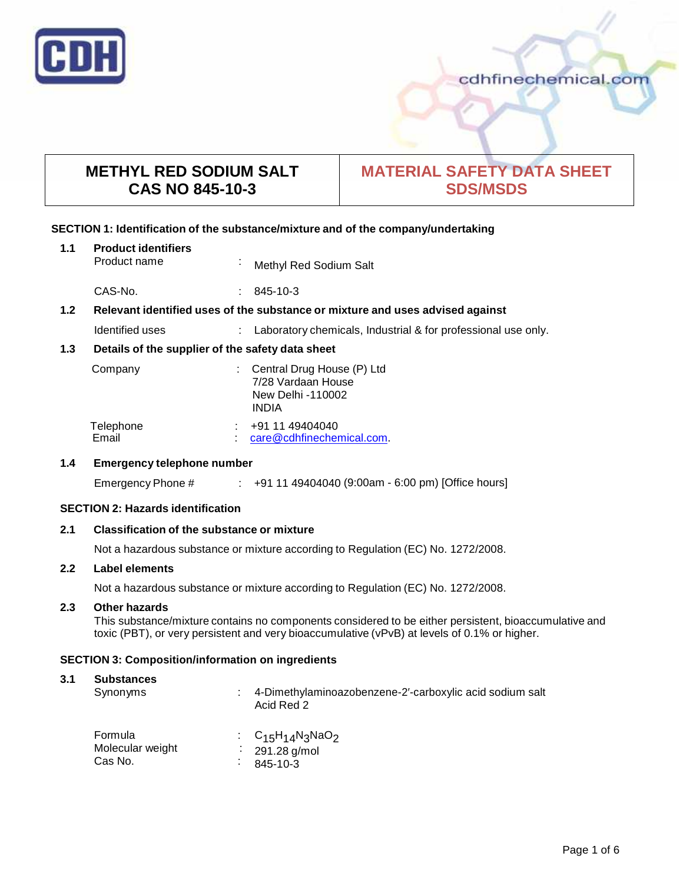CDH

cdhfinechemical.com

| METHYL RED SODIUM SALT CAS NO 845-10-3 | MATERIAL SAFETY DATA SHEET SDS/MSDS |
|---|---|

## SECTION 1: Identification of the substance/mixture and of the company/undertaking

### 1.1 Product identifiers

Product name : Methyl Red Sodium Salt

CAS-No. : 845-10-3

### 1.2 Relevant identified uses of the substance or mixture and uses advised against

Identified uses : Laboratory chemicals, Industrial & for professional use only.

### 1.3 Details of the supplier of the safety data sheet

Company : Central Drug House (P) Ltd
7/28 Vardaan House
New Delhi -110002
INDIA

Telephone : +91 11 49404040
Email : care@cdhfinechemical.com.

### 1.4 Emergency telephone number

Emergency Phone # : +91 11 49404040 (9:00am - 6:00 pm) [Office hours]

## SECTION 2: Hazards identification

### 2.1 Classification of the substance or mixture

Not a hazardous substance or mixture according to Regulation (EC) No. 1272/2008.

### 2.2 Label elements

Not a hazardous substance or mixture according to Regulation (EC) No. 1272/2008.

### 2.3 Other hazards

This substance/mixture contains no components considered to be either persistent, bioaccumulative and toxic (PBT), or very persistent and very bioaccumulative (vPvB) at levels of 0.1% or higher.

## SECTION 3: Composition/information on ingredients

### 3.1 Substances

Synonyms : 4-Dimethylaminoazobenzene-2′-carboxylic acid sodium salt
Acid Red 2

Formula : $C_{15}H_{14}N_3NaO_2$
Molecular weight : 291.28 g/mol
Cas No. : 845-10-3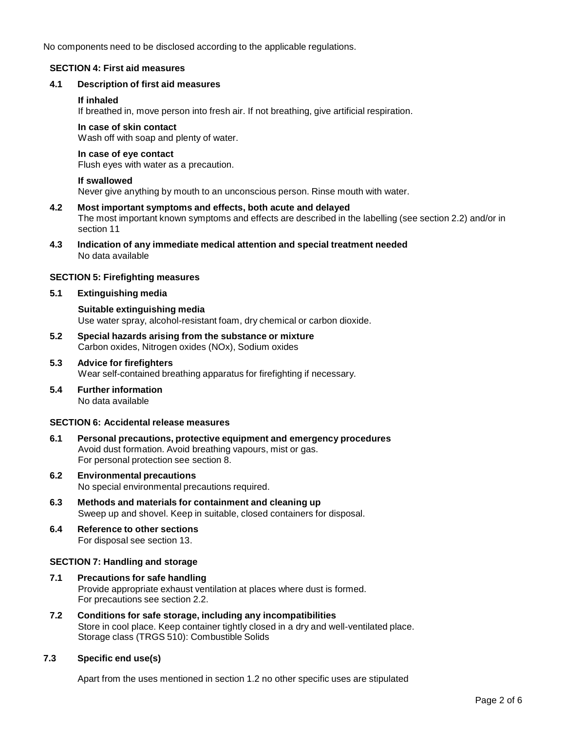No components need to be disclosed according to the applicable regulations.

## SECTION 4: First aid measures

### 4.1 Description of first aid measures

**If inhaled**
If breathed in, move person into fresh air. If not breathing, give artificial respiration.

**In case of skin contact**
Wash off with soap and plenty of water.

**In case of eye contact**
Flush eyes with water as a precaution.

**If swallowed**
Never give anything by mouth to an unconscious person. Rinse mouth with water.

### 4.2 Most important symptoms and effects, both acute and delayed

The most important known symptoms and effects are described in the labelling (see section 2.2) and/or in section 11

### 4.3 Indication of any immediate medical attention and special treatment needed

No data available

## SECTION 5: Firefighting measures

### 5.1 Extinguishing media

**Suitable extinguishing media**
Use water spray, alcohol-resistant foam, dry chemical or carbon dioxide.

### 5.2 Special hazards arising from the substance or mixture

Carbon oxides, Nitrogen oxides (NOx), Sodium oxides

### 5.3 Advice for firefighters

Wear self-contained breathing apparatus for firefighting if necessary.

### 5.4 Further information

No data available

## SECTION 6: Accidental release measures

### 6.1 Personal precautions, protective equipment and emergency procedures

Avoid dust formation. Avoid breathing vapours, mist or gas.
For personal protection see section 8.

### 6.2 Environmental precautions

No special environmental precautions required.

### 6.3 Methods and materials for containment and cleaning up

Sweep up and shovel. Keep in suitable, closed containers for disposal.

### 6.4 Reference to other sections

For disposal see section 13.

## SECTION 7: Handling and storage

### 7.1 Precautions for safe handling

Provide appropriate exhaust ventilation at places where dust is formed.
For precautions see section 2.2.

### 7.2 Conditions for safe storage, including any incompatibilities

Store in cool place. Keep container tightly closed in a dry and well-ventilated place.
Storage class (TRGS 510): Combustible Solids

### 7.3 Specific end use(s)

Apart from the uses mentioned in section 1.2 no other specific uses are stipulated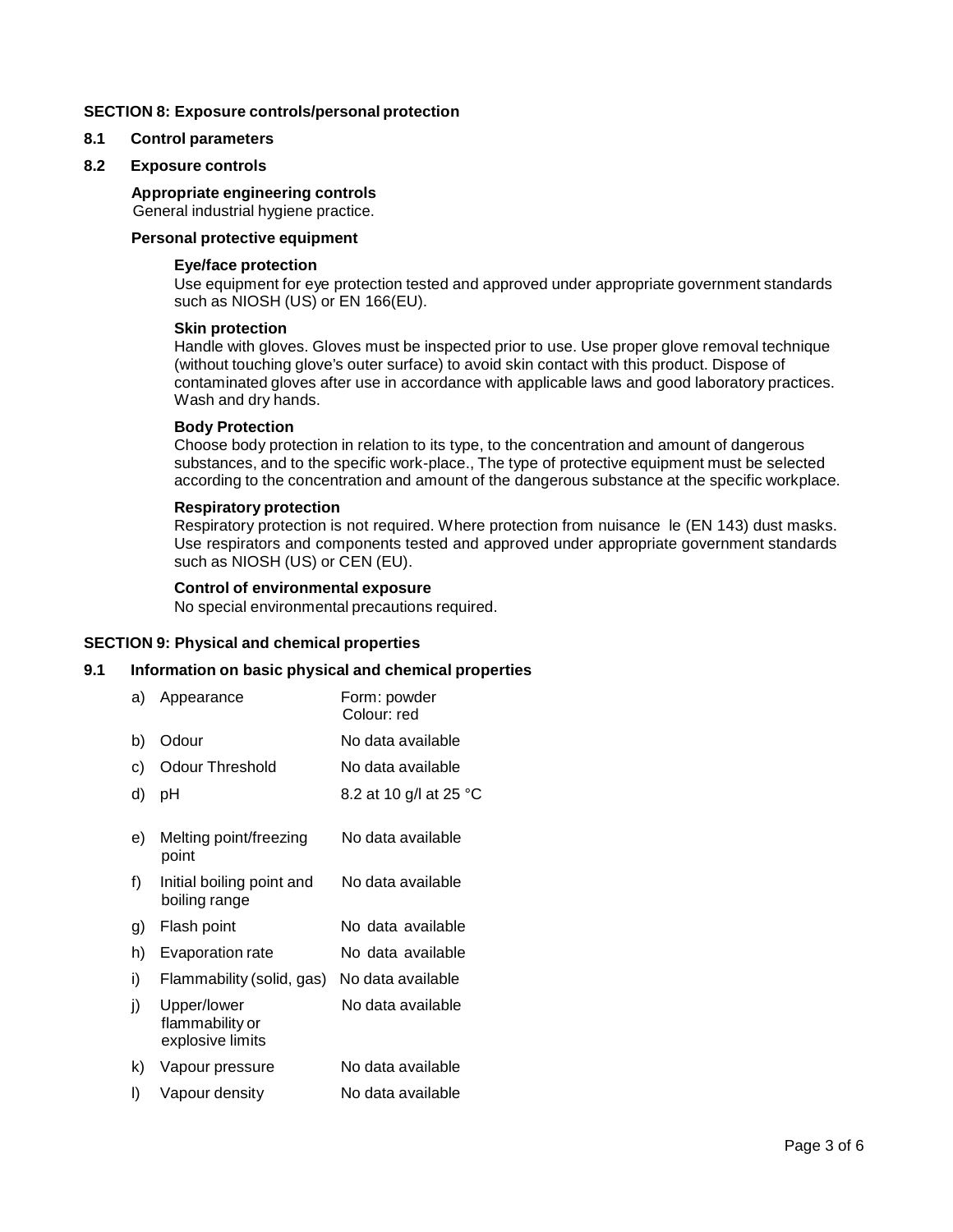## SECTION 8: Exposure controls/personal protection

### 8.1 Control parameters

### 8.2 Exposure controls

**Appropriate engineering controls**

General industrial hygiene practice.

**Personal protective equipment**

**Eye/face protection**

Use equipment for eye protection tested and approved under appropriate government standards such as NIOSH (US) or EN 166(EU).

**Skin protection**

Handle with gloves. Gloves must be inspected prior to use. Use proper glove removal technique (without touching glove's outer surface) to avoid skin contact with this product. Dispose of contaminated gloves after use in accordance with applicable laws and good laboratory practices. Wash and dry hands.

**Body Protection**

Choose body protection in relation to its type, to the concentration and amount of dangerous substances, and to the specific work-place., The type of protective equipment must be selected according to the concentration and amount of the dangerous substance at the specific workplace.

**Respiratory protection**

Respiratory protection is not required. Where protection from nuisance le (EN 143) dust masks. Use respirators and components tested and approved under appropriate government standards such as NIOSH (US) or CEN (EU).

**Control of environmental exposure**

No special environmental precautions required.

## SECTION 9: Physical and chemical properties

### 9.1 Information on basic physical and chemical properties

| | | |
|---|---|---|
| a) | Appearance | Form: powder<br>Colour: red |
| b) | Odour | No data available |
| c) | Odour Threshold | No data available |
| d) | pH | 8.2 at 10 g/l at 25 °C |
| e) | Melting point/freezing point | No data available |
| f) | Initial boiling point and boiling range | No data available |
| g) | Flash point | No data available |
| h) | Evaporation rate | No data available |
| i) | Flammability (solid, gas) | No data available |
| j) | Upper/lower flammability or explosive limits | No data available |
| k) | Vapour pressure | No data available |
| l) | Vapour density | No data available |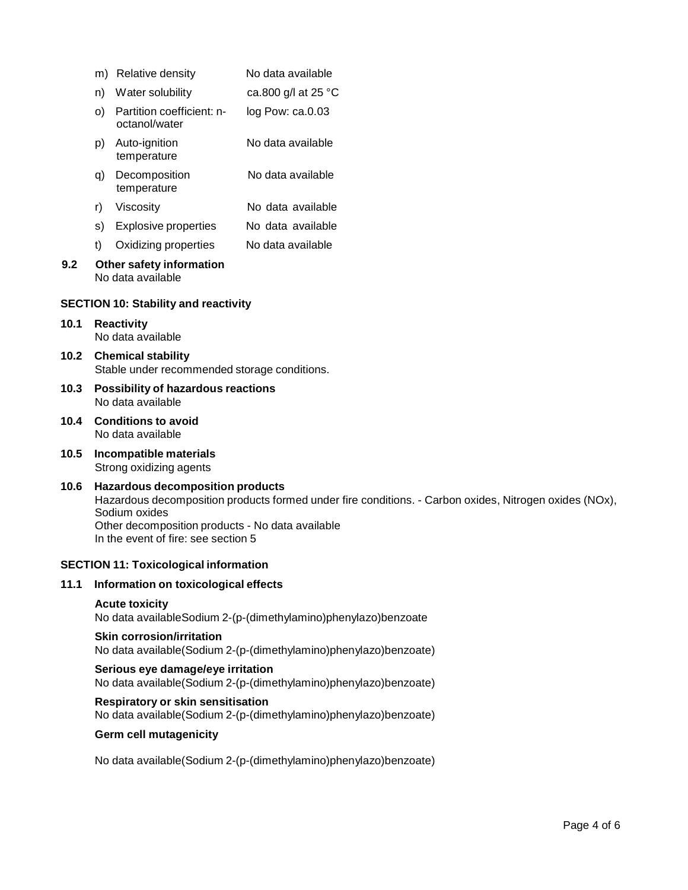| | | |
|---|---|---|
| m) | Relative density | No data available |
| n) | Water solubility | ca.800 g/l at 25 °C |
| o) | Partition coefficient: n-octanol/water | log Pow: ca.0.03 |
| p) | Auto-ignition temperature | No data available |
| q) | Decomposition temperature | No data available |
| r) | Viscosity | No data available |
| s) | Explosive properties | No data available |
| t) | Oxidizing properties | No data available |

**9.2 Other safety information**
No data available

## SECTION 10: Stability and reactivity

**10.1 Reactivity**
No data available

**10.2 Chemical stability**
Stable under recommended storage conditions.

**10.3 Possibility of hazardous reactions**
No data available

**10.4 Conditions to avoid**
No data available

**10.5 Incompatible materials**
Strong oxidizing agents

**10.6 Hazardous decomposition products**
Hazardous decomposition products formed under fire conditions. - Carbon oxides, Nitrogen oxides (NOx), Sodium oxides
Other decomposition products - No data available
In the event of fire: see section 5

## SECTION 11: Toxicological information

**11.1 Information on toxicological effects**

**Acute toxicity**
No data availableSodium 2-(p-(dimethylamino)phenylazo)benzoate

**Skin corrosion/irritation**
No data available(Sodium 2-(p-(dimethylamino)phenylazo)benzoate)

**Serious eye damage/eye irritation**
No data available(Sodium 2-(p-(dimethylamino)phenylazo)benzoate)

**Respiratory or skin sensitisation**
No data available(Sodium 2-(p-(dimethylamino)phenylazo)benzoate)

**Germ cell mutagenicity**

No data available(Sodium 2-(p-(dimethylamino)phenylazo)benzoate)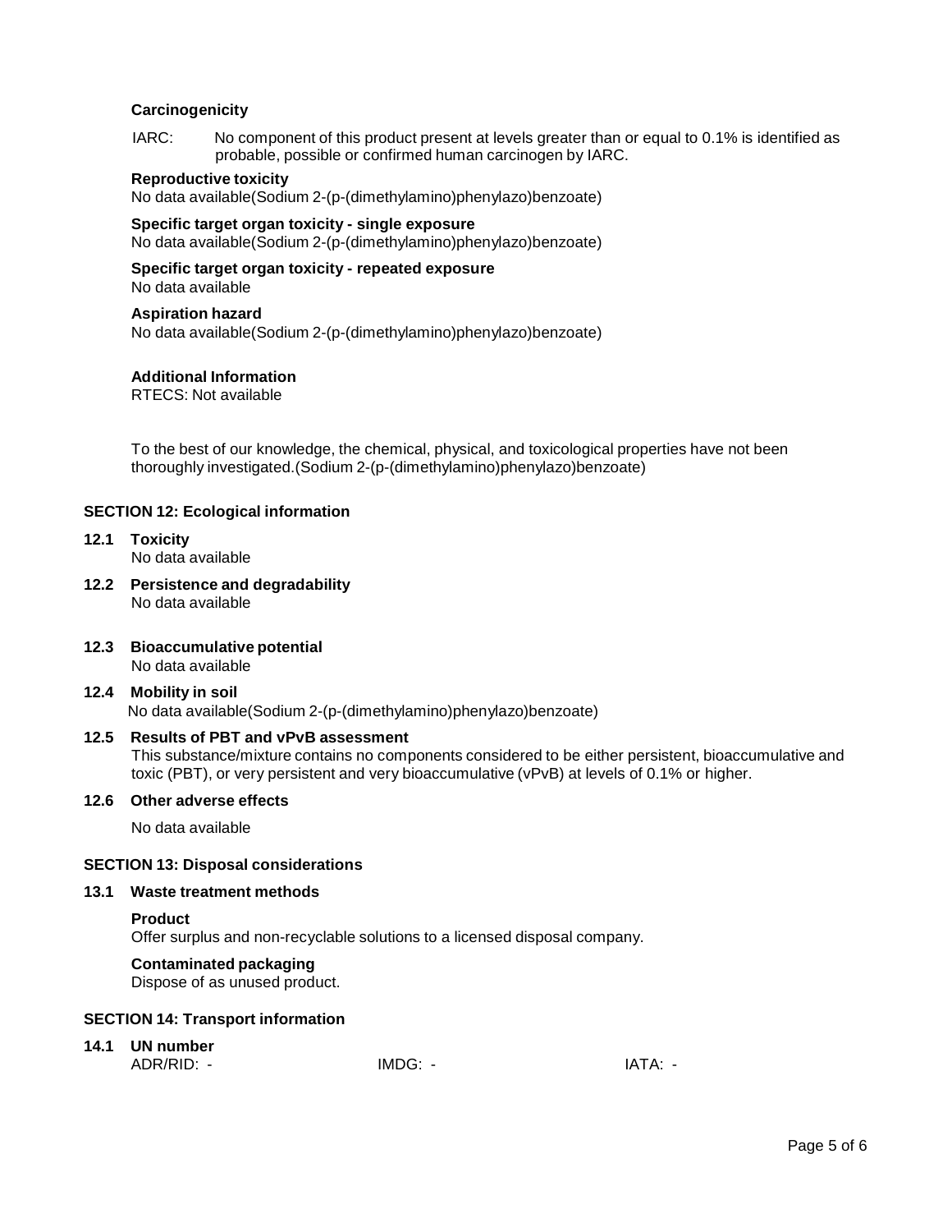**Carcinogenicity**

IARC: No component of this product present at levels greater than or equal to 0.1% is identified as probable, possible or confirmed human carcinogen by IARC.

**Reproductive toxicity**
No data available(Sodium 2-(p-(dimethylamino)phenylazo)benzoate)

**Specific target organ toxicity - single exposure**
No data available(Sodium 2-(p-(dimethylamino)phenylazo)benzoate)

**Specific target organ toxicity - repeated exposure**
No data available

**Aspiration hazard**
No data available(Sodium 2-(p-(dimethylamino)phenylazo)benzoate)

**Additional Information**
RTECS: Not available

To the best of our knowledge, the chemical, physical, and toxicological properties have not been thoroughly investigated.(Sodium 2-(p-(dimethylamino)phenylazo)benzoate)

## SECTION 12: Ecological information

### 12.1 Toxicity
No data available

### 12.2 Persistence and degradability
No data available

### 12.3 Bioaccumulative potential
No data available

### 12.4 Mobility in soil
No data available(Sodium 2-(p-(dimethylamino)phenylazo)benzoate)

### 12.5 Results of PBT and vPvB assessment
This substance/mixture contains no components considered to be either persistent, bioaccumulative and toxic (PBT), or very persistent and very bioaccumulative (vPvB) at levels of 0.1% or higher.

### 12.6 Other adverse effects
No data available

## SECTION 13: Disposal considerations

### 13.1 Waste treatment methods

**Product**
Offer surplus and non-recyclable solutions to a licensed disposal company.

**Contaminated packaging**
Dispose of as unused product.

## SECTION 14: Transport information

### 14.1 UN number
ADR/RID: - IMDG: - IATA: -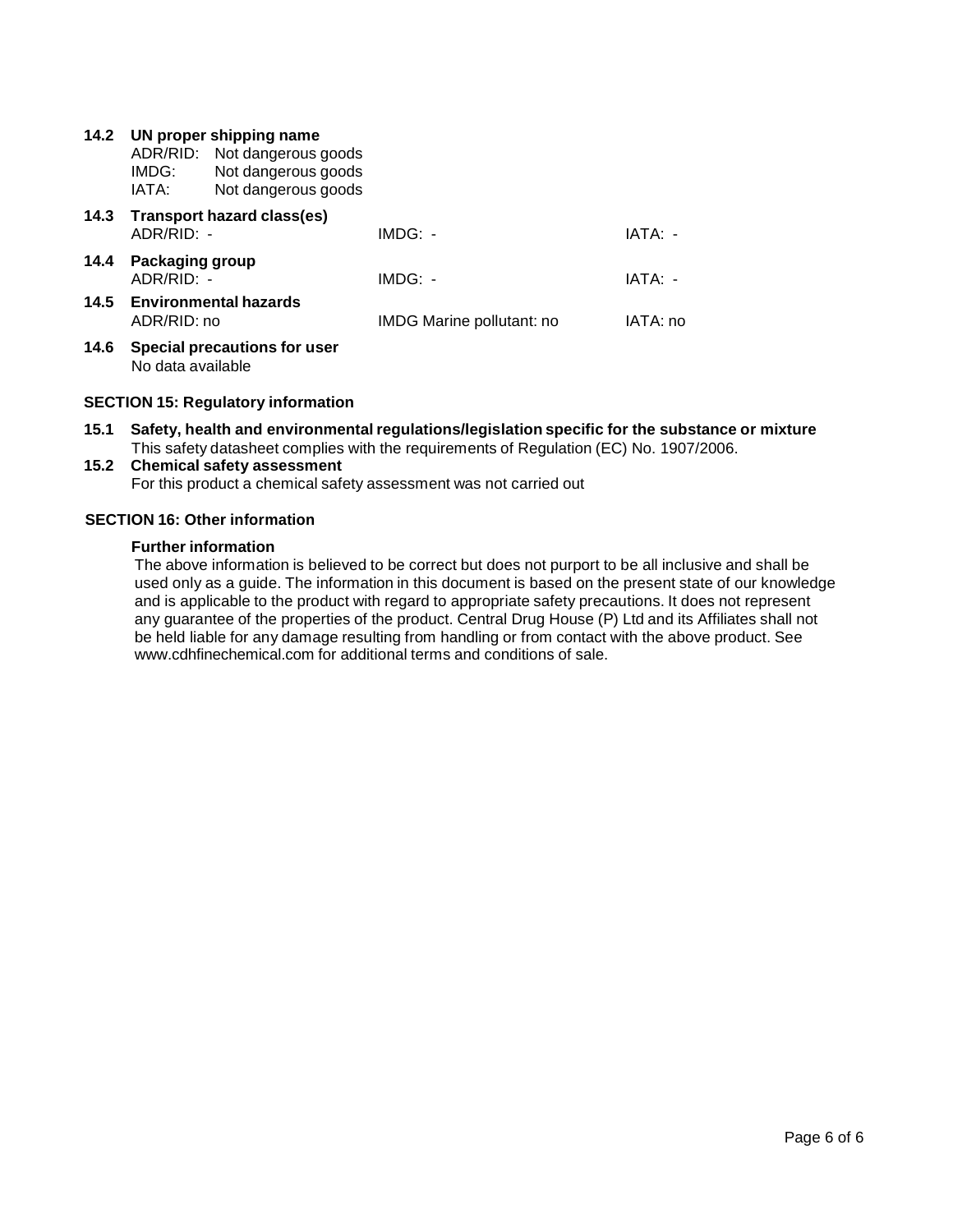**14.2 UN proper shipping name**

| | |
|---|---|
| ADR/RID: | Not dangerous goods |
| IMDG: | Not dangerous goods |
| IATA: | Not dangerous goods |

**14.3 Transport hazard class(es)**

| | | |
|---|---|---|
| ADR/RID: - | IMDG: - | IATA: - |

**14.4 Packaging group**

| | | |
|---|---|---|
| ADR/RID: - | IMDG: - | IATA: - |

**14.5 Environmental hazards**

| | | |
|---|---|---|
| ADR/RID: no | IMDG Marine pollutant: no | IATA: no |

**14.6 Special precautions for user**

No data available

## SECTION 15: Regulatory information

**15.1 Safety, health and environmental regulations/legislation specific for the substance or mixture**

This safety datasheet complies with the requirements of Regulation (EC) No. 1907/2006.

**15.2 Chemical safety assessment**

For this product a chemical safety assessment was not carried out

## SECTION 16: Other information

**Further information**

The above information is believed to be correct but does not purport to be all inclusive and shall be used only as a guide. The information in this document is based on the present state of our knowledge and is applicable to the product with regard to appropriate safety precautions. It does not represent any guarantee of the properties of the product. Central Drug House (P) Ltd and its Affiliates shall not be held liable for any damage resulting from handling or from contact with the above product. See www.cdhfinechemical.com for additional terms and conditions of sale.